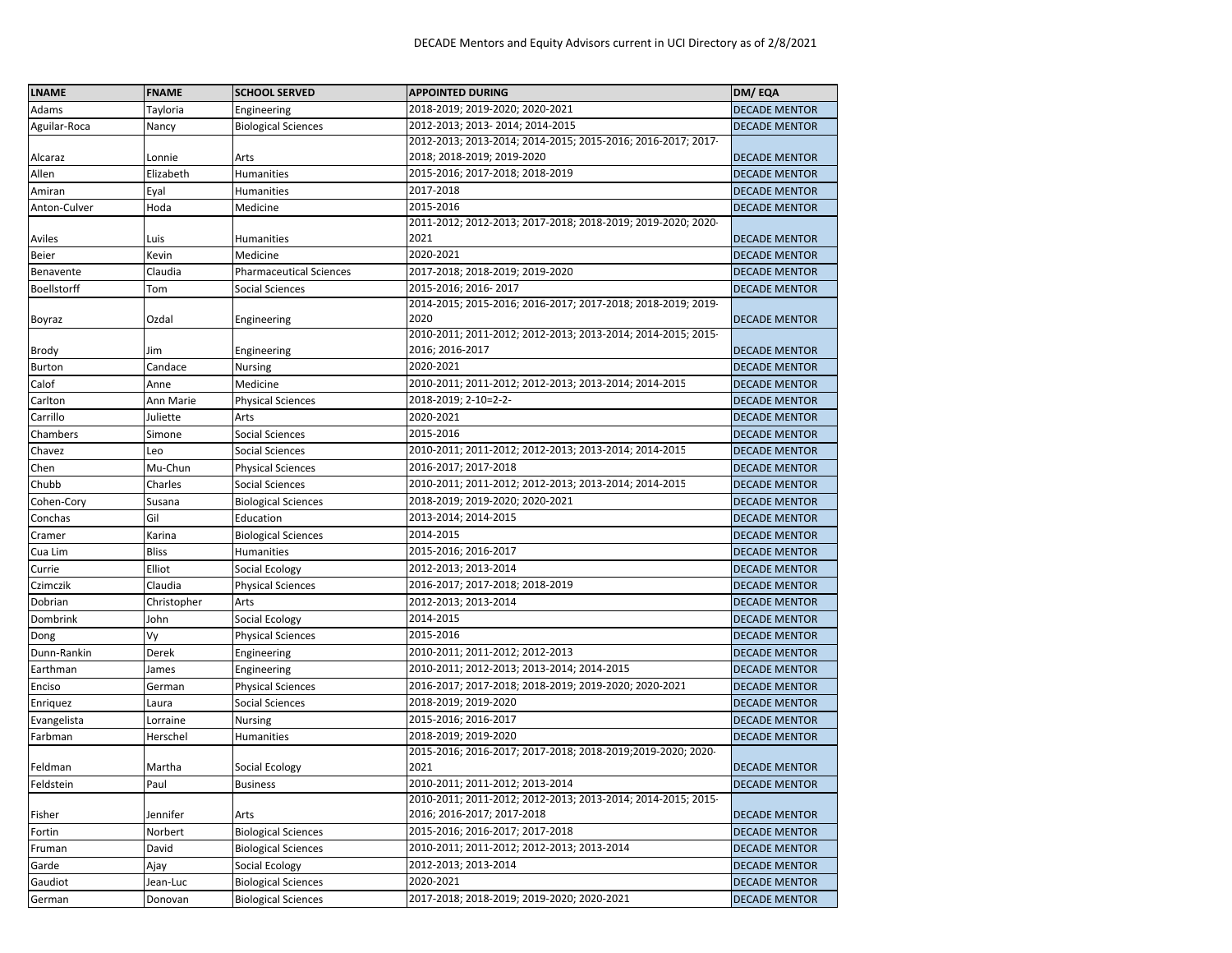# DECADE Mentors and Equity Advisors current in UCI Directory as of 2/8/2021

| LNAME | FNAME | SCHOOL SERVED | APPOINTED DURING | DM/ EQA |
|---|---|---|---|---|
| Adams | Tayloria | Engineering | 2018-2019; 2019-2020; 2020-2021 | DECADE MENTOR |
| Aguilar-Roca | Nancy | Biological Sciences | 2012-2013; 2013- 2014; 2014-2015 | DECADE MENTOR |
| Alcaraz | Lonnie | Arts | 2012-2013; 2013-2014; 2014-2015; 2015-2016; 2016-2017; 2017-2018; 2018-2019; 2019-2020 | DECADE MENTOR |
| Allen | Elizabeth | Humanities | 2015-2016; 2017-2018; 2018-2019 | DECADE MENTOR |
| Amiran | Eyal | Humanities | 2017-2018 | DECADE MENTOR |
| Anton-Culver | Hoda | Medicine | 2015-2016 | DECADE MENTOR |
| Aviles | Luis | Humanities | 2011-2012; 2012-2013; 2017-2018; 2018-2019; 2019-2020; 2020-2021 | DECADE MENTOR |
| Beier | Kevin | Medicine | 2020-2021 | DECADE MENTOR |
| Benavente | Claudia | Pharmaceutical Sciences | 2017-2018; 2018-2019; 2019-2020 | DECADE MENTOR |
| Boellstorff | Tom | Social Sciences | 2015-2016; 2016- 2017 | DECADE MENTOR |
| Boyraz | Ozdal | Engineering | 2014-2015; 2015-2016; 2016-2017; 2017-2018; 2018-2019; 2019-2020 | DECADE MENTOR |
| Brody | Jim | Engineering | 2010-2011; 2011-2012; 2012-2013; 2013-2014; 2014-2015; 2015-2016; 2016-2017 | DECADE MENTOR |
| Burton | Candace | Nursing | 2020-2021 | DECADE MENTOR |
| Calof | Anne | Medicine | 2010-2011; 2011-2012; 2012-2013; 2013-2014; 2014-2015 | DECADE MENTOR |
| Carlton | Ann Marie | Physical Sciences | 2018-2019; 2-10=2-2- | DECADE MENTOR |
| Carrillo | Juliette | Arts | 2020-2021 | DECADE MENTOR |
| Chambers | Simone | Social Sciences | 2015-2016 | DECADE MENTOR |
| Chavez | Leo | Social Sciences | 2010-2011; 2011-2012; 2012-2013; 2013-2014; 2014-2015 | DECADE MENTOR |
| Chen | Mu-Chun | Physical Sciences | 2016-2017; 2017-2018 | DECADE MENTOR |
| Chubb | Charles | Social Sciences | 2010-2011; 2011-2012; 2012-2013; 2013-2014; 2014-2015 | DECADE MENTOR |
| Cohen-Cory | Susana | Biological Sciences | 2018-2019; 2019-2020; 2020-2021 | DECADE MENTOR |
| Conchas | Gil | Education | 2013-2014; 2014-2015 | DECADE MENTOR |
| Cramer | Karina | Biological Sciences | 2014-2015 | DECADE MENTOR |
| Cua Lim | Bliss | Humanities | 2015-2016; 2016-2017 | DECADE MENTOR |
| Currie | Elliot | Social Ecology | 2012-2013; 2013-2014 | DECADE MENTOR |
| Czimczik | Claudia | Physical Sciences | 2016-2017; 2017-2018; 2018-2019 | DECADE MENTOR |
| Dobrian | Christopher | Arts | 2012-2013; 2013-2014 | DECADE MENTOR |
| Dombrink | John | Social Ecology | 2014-2015 | DECADE MENTOR |
| Dong | Vy | Physical Sciences | 2015-2016 | DECADE MENTOR |
| Dunn-Rankin | Derek | Engineering | 2010-2011; 2011-2012; 2012-2013 | DECADE MENTOR |
| Earthman | James | Engineering | 2010-2011; 2012-2013; 2013-2014; 2014-2015 | DECADE MENTOR |
| Enciso | German | Physical Sciences | 2016-2017; 2017-2018; 2018-2019; 2019-2020; 2020-2021 | DECADE MENTOR |
| Enriquez | Laura | Social Sciences | 2018-2019; 2019-2020 | DECADE MENTOR |
| Evangelista | Lorraine | Nursing | 2015-2016; 2016-2017 | DECADE MENTOR |
| Farbman | Herschel | Humanities | 2018-2019; 2019-2020 | DECADE MENTOR |
| Feldman | Martha | Social Ecology | 2015-2016; 2016-2017; 2017-2018; 2018-2019;2019-2020; 2020-2021 | DECADE MENTOR |
| Feldstein | Paul | Business | 2010-2011; 2011-2012; 2013-2014 | DECADE MENTOR |
| Fisher | Jennifer | Arts | 2010-2011; 2011-2012; 2012-2013; 2013-2014; 2014-2015; 2015-2016; 2016-2017; 2017-2018 | DECADE MENTOR |
| Fortin | Norbert | Biological Sciences | 2015-2016; 2016-2017; 2017-2018 | DECADE MENTOR |
| Fruman | David | Biological Sciences | 2010-2011; 2011-2012; 2012-2013; 2013-2014 | DECADE MENTOR |
| Garde | Ajay | Social Ecology | 2012-2013; 2013-2014 | DECADE MENTOR |
| Gaudiot | Jean-Luc | Biological Sciences | 2020-2021 | DECADE MENTOR |
| German | Donovan | Biological Sciences | 2017-2018; 2018-2019; 2019-2020; 2020-2021 | DECADE MENTOR |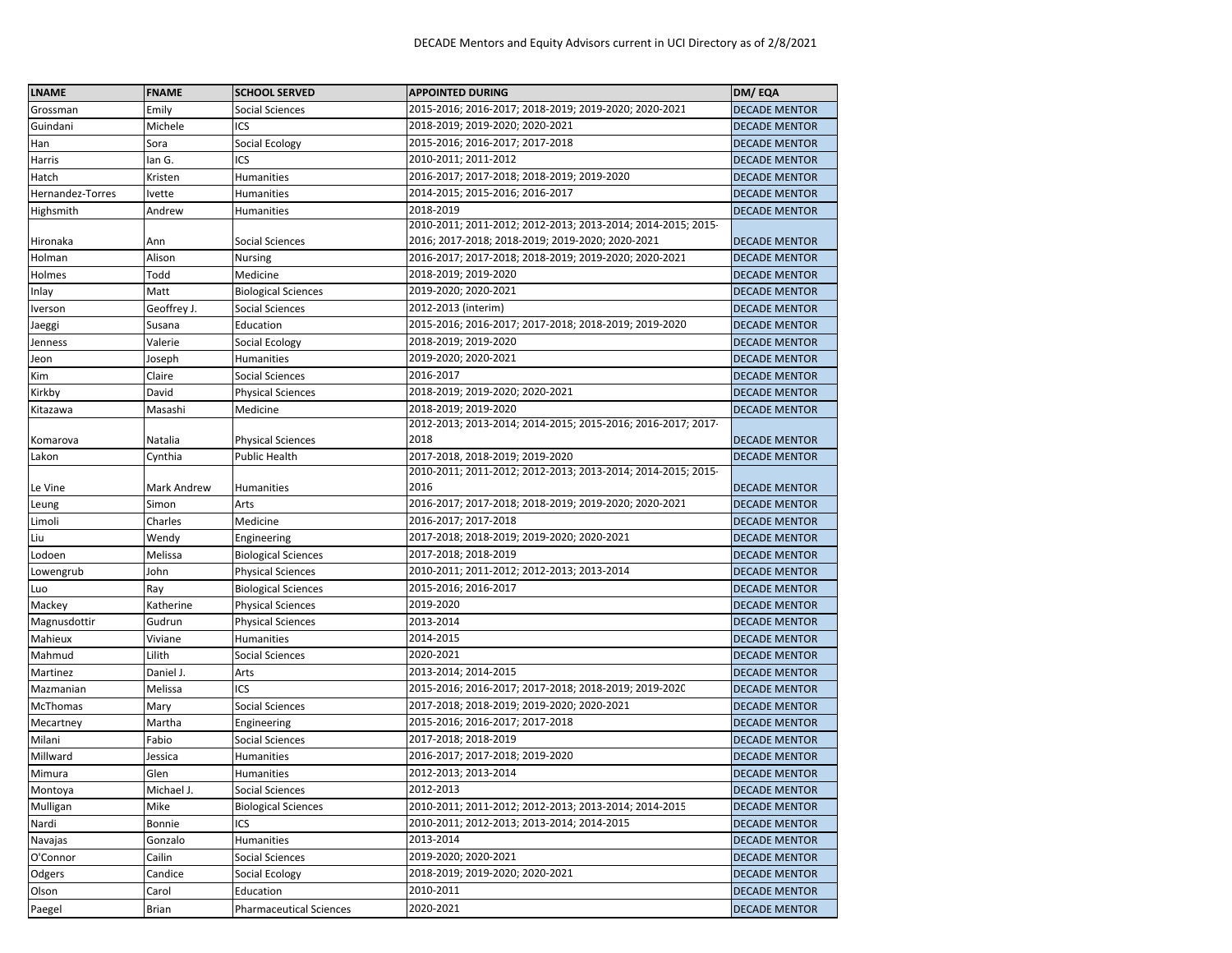DECADE Mentors and Equity Advisors current in UCI Directory as of 2/8/2021

| LNAME | FNAME | SCHOOL SERVED | APPOINTED DURING | DM/ EQA |
|---|---|---|---|---|
| Grossman | Emily | Social Sciences | 2015-2016; 2016-2017; 2018-2019; 2019-2020; 2020-2021 | DECADE MENTOR |
| Guindani | Michele | ICS | 2018-2019; 2019-2020; 2020-2021 | DECADE MENTOR |
| Han | Sora | Social Ecology | 2015-2016; 2016-2017; 2017-2018 | DECADE MENTOR |
| Harris | Ian G. | ICS | 2010-2011; 2011-2012 | DECADE MENTOR |
| Hatch | Kristen | Humanities | 2016-2017; 2017-2018; 2018-2019; 2019-2020 | DECADE MENTOR |
| Hernandez-Torres | Ivette | Humanities | 2014-2015; 2015-2016; 2016-2017 | DECADE MENTOR |
| Highsmith | Andrew | Humanities | 2018-2019 | DECADE MENTOR |
| Hironaka | Ann | Social Sciences | 2010-2011; 2011-2012; 2012-2013; 2013-2014; 2014-2015; 2015-2016; 2017-2018; 2018-2019; 2019-2020; 2020-2021 | DECADE MENTOR |
| Holman | Alison | Nursing | 2016-2017; 2017-2018; 2018-2019; 2019-2020; 2020-2021 | DECADE MENTOR |
| Holmes | Todd | Medicine | 2018-2019; 2019-2020 | DECADE MENTOR |
| Inlay | Matt | Biological Sciences | 2019-2020; 2020-2021 | DECADE MENTOR |
| Iverson | Geoffrey J. | Social Sciences | 2012-2013 (interim) | DECADE MENTOR |
| Jaeggi | Susana | Education | 2015-2016; 2016-2017; 2017-2018; 2018-2019; 2019-2020 | DECADE MENTOR |
| Jenness | Valerie | Social Ecology | 2018-2019; 2019-2020 | DECADE MENTOR |
| Jeon | Joseph | Humanities | 2019-2020; 2020-2021 | DECADE MENTOR |
| Kim | Claire | Social Sciences | 2016-2017 | DECADE MENTOR |
| Kirkby | David | Physical Sciences | 2018-2019; 2019-2020; 2020-2021 | DECADE MENTOR |
| Kitazawa | Masashi | Medicine | 2018-2019; 2019-2020 | DECADE MENTOR |
| Komarova | Natalia | Physical Sciences | 2012-2013; 2013-2014; 2014-2015; 2015-2016; 2016-2017; 2017-2018 | DECADE MENTOR |
| Lakon | Cynthia | Public Health | 2017-2018, 2018-2019; 2019-2020 | DECADE MENTOR |
| Le Vine | Mark Andrew | Humanities | 2010-2011; 2011-2012; 2012-2013; 2013-2014; 2014-2015; 2015-2016 | DECADE MENTOR |
| Leung | Simon | Arts | 2016-2017; 2017-2018; 2018-2019; 2019-2020; 2020-2021 | DECADE MENTOR |
| Limoli | Charles | Medicine | 2016-2017; 2017-2018 | DECADE MENTOR |
| Liu | Wendy | Engineering | 2017-2018; 2018-2019; 2019-2020; 2020-2021 | DECADE MENTOR |
| Lodoen | Melissa | Biological Sciences | 2017-2018; 2018-2019 | DECADE MENTOR |
| Lowengrub | John | Physical Sciences | 2010-2011; 2011-2012; 2012-2013; 2013-2014 | DECADE MENTOR |
| Luo | Ray | Biological Sciences | 2015-2016; 2016-2017 | DECADE MENTOR |
| Mackey | Katherine | Physical Sciences | 2019-2020 | DECADE MENTOR |
| Magnusdottir | Gudrun | Physical Sciences | 2013-2014 | DECADE MENTOR |
| Mahieux | Viviane | Humanities | 2014-2015 | DECADE MENTOR |
| Mahmud | Lilith | Social Sciences | 2020-2021 | DECADE MENTOR |
| Martinez | Daniel J. | Arts | 2013-2014; 2014-2015 | DECADE MENTOR |
| Mazmanian | Melissa | ICS | 2015-2016; 2016-2017; 2017-2018; 2018-2019; 2019-2020 | DECADE MENTOR |
| McThomas | Mary | Social Sciences | 2017-2018; 2018-2019; 2019-2020; 2020-2021 | DECADE MENTOR |
| Mecartney | Martha | Engineering | 2015-2016; 2016-2017; 2017-2018 | DECADE MENTOR |
| Milani | Fabio | Social Sciences | 2017-2018; 2018-2019 | DECADE MENTOR |
| Millward | Jessica | Humanities | 2016-2017; 2017-2018; 2019-2020 | DECADE MENTOR |
| Mimura | Glen | Humanities | 2012-2013; 2013-2014 | DECADE MENTOR |
| Montoya | Michael J. | Social Sciences | 2012-2013 | DECADE MENTOR |
| Mulligan | Mike | Biological Sciences | 2010-2011; 2011-2012; 2012-2013; 2013-2014; 2014-2015 | DECADE MENTOR |
| Nardi | Bonnie | ICS | 2010-2011; 2012-2013; 2013-2014; 2014-2015 | DECADE MENTOR |
| Navajas | Gonzalo | Humanities | 2013-2014 | DECADE MENTOR |
| O'Connor | Cailin | Social Sciences | 2019-2020; 2020-2021 | DECADE MENTOR |
| Odgers | Candice | Social Ecology | 2018-2019; 2019-2020; 2020-2021 | DECADE MENTOR |
| Olson | Carol | Education | 2010-2011 | DECADE MENTOR |
| Paegel | Brian | Pharmaceutical Sciences | 2020-2021 | DECADE MENTOR |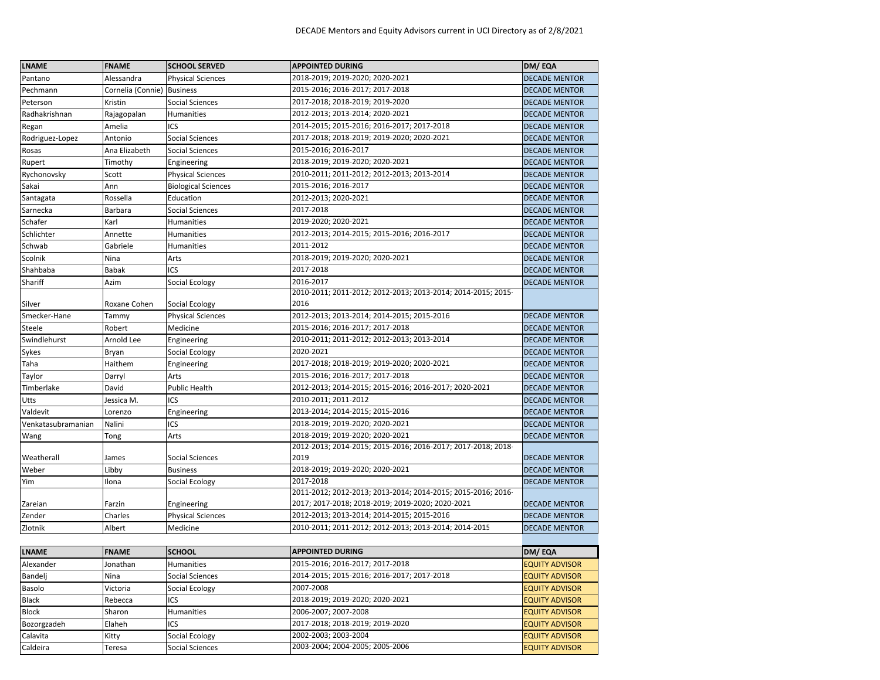DECADE Mentors and Equity Advisors current in UCI Directory as of 2/8/2021

| LNAME | FNAME | SCHOOL SERVED | APPOINTED DURING | DM/ EQA |
|---|---|---|---|---|
| Pantano | Alessandra | Physical Sciences | 2018-2019; 2019-2020; 2020-2021 | DECADE MENTOR |
| Pechmann | Cornelia (Connie) | Business | 2015-2016; 2016-2017; 2017-2018 | DECADE MENTOR |
| Peterson | Kristin | Social Sciences | 2017-2018; 2018-2019; 2019-2020 | DECADE MENTOR |
| Radhakrishnan | Rajagopalan | Humanities | 2012-2013; 2013-2014; 2020-2021 | DECADE MENTOR |
| Regan | Amelia | ICS | 2014-2015; 2015-2016; 2016-2017; 2017-2018 | DECADE MENTOR |
| Rodriguez-Lopez | Antonio | Social Sciences | 2017-2018; 2018-2019; 2019-2020; 2020-2021 | DECADE MENTOR |
| Rosas | Ana Elizabeth | Social Sciences | 2015-2016; 2016-2017 | DECADE MENTOR |
| Rupert | Timothy | Engineering | 2018-2019; 2019-2020; 2020-2021 | DECADE MENTOR |
| Rychonovsky | Scott | Physical Sciences | 2010-2011; 2011-2012; 2012-2013; 2013-2014 | DECADE MENTOR |
| Sakai | Ann | Biological Sciences | 2015-2016; 2016-2017 | DECADE MENTOR |
| Santagata | Rossella | Education | 2012-2013; 2020-2021 | DECADE MENTOR |
| Sarnecka | Barbara | Social Sciences | 2017-2018 | DECADE MENTOR |
| Schafer | Karl | Humanities | 2019-2020; 2020-2021 | DECADE MENTOR |
| Schlichter | Annette | Humanities | 2012-2013; 2014-2015; 2015-2016; 2016-2017 | DECADE MENTOR |
| Schwab | Gabriele | Humanities | 2011-2012 | DECADE MENTOR |
| Scolnik | Nina | Arts | 2018-2019; 2019-2020; 2020-2021 | DECADE MENTOR |
| Shahbaba | Babak | ICS | 2017-2018 | DECADE MENTOR |
| Shariff | Azim | Social Ecology | 2016-2017 | DECADE MENTOR |
| Silver | Roxane Cohen | Social Ecology | 2010-2011; 2011-2012; 2012-2013; 2013-2014; 2014-2015; 2015-2016 | |
| Smecker-Hane | Tammy | Physical Sciences | 2012-2013; 2013-2014; 2014-2015; 2015-2016 | DECADE MENTOR |
| Steele | Robert | Medicine | 2015-2016; 2016-2017; 2017-2018 | DECADE MENTOR |
| Swindlehurst | Arnold Lee | Engineering | 2010-2011; 2011-2012; 2012-2013; 2013-2014 | DECADE MENTOR |
| Sykes | Bryan | Social Ecology | 2020-2021 | DECADE MENTOR |
| Taha | Haithem | Engineering | 2017-2018; 2018-2019; 2019-2020; 2020-2021 | DECADE MENTOR |
| Taylor | Darryl | Arts | 2015-2016; 2016-2017; 2017-2018 | DECADE MENTOR |
| Timberlake | David | Public Health | 2012-2013; 2014-2015; 2015-2016; 2016-2017; 2020-2021 | DECADE MENTOR |
| Utts | Jessica M. | ICS | 2010-2011; 2011-2012 | DECADE MENTOR |
| Valdevit | Lorenzo | Engineering | 2013-2014; 2014-2015; 2015-2016 | DECADE MENTOR |
| Venkatasubramanian | Nalini | ICS | 2018-2019; 2019-2020; 2020-2021 | DECADE MENTOR |
| Wang | Tong | Arts | 2018-2019; 2019-2020; 2020-2021 | DECADE MENTOR |
| Weatherall | James | Social Sciences | 2012-2013; 2014-2015; 2015-2016; 2016-2017; 2017-2018; 2018-2019 | DECADE MENTOR |
| Weber | Libby | Business | 2018-2019; 2019-2020; 2020-2021 | DECADE MENTOR |
| Yim | Ilona | Social Ecology | 2017-2018 | DECADE MENTOR |
| Zareian | Farzin | Engineering | 2011-2012; 2012-2013; 2013-2014; 2014-2015; 2015-2016; 2016-2017; 2017-2018; 2018-2019; 2019-2020; 2020-2021 | DECADE MENTOR |
| Zender | Charles | Physical Sciences | 2012-2013; 2013-2014; 2014-2015; 2015-2016 | DECADE MENTOR |
| Zlotnik | Albert | Medicine | 2010-2011; 2011-2012; 2012-2013; 2013-2014; 2014-2015 | DECADE MENTOR |

| LNAME | FNAME | SCHOOL | APPOINTED DURING | DM/ EQA |
|---|---|---|---|---|
| Alexander | Jonathan | Humanities | 2015-2016; 2016-2017; 2017-2018 | EQUITY ADVISOR |
| Bandelj | Nina | Social Sciences | 2014-2015; 2015-2016; 2016-2017; 2017-2018 | EQUITY ADVISOR |
| Basolo | Victoria | Social Ecology | 2007-2008 | EQUITY ADVISOR |
| Black | Rebecca | ICS | 2018-2019; 2019-2020; 2020-2021 | EQUITY ADVISOR |
| Block | Sharon | Humanities | 2006-2007; 2007-2008 | EQUITY ADVISOR |
| Bozorgzadeh | Elaheh | ICS | 2017-2018; 2018-2019; 2019-2020 | EQUITY ADVISOR |
| Calavita | Kitty | Social Ecology | 2002-2003; 2003-2004 | EQUITY ADVISOR |
| Caldeira | Teresa | Social Sciences | 2003-2004; 2004-2005; 2005-2006 | EQUITY ADVISOR |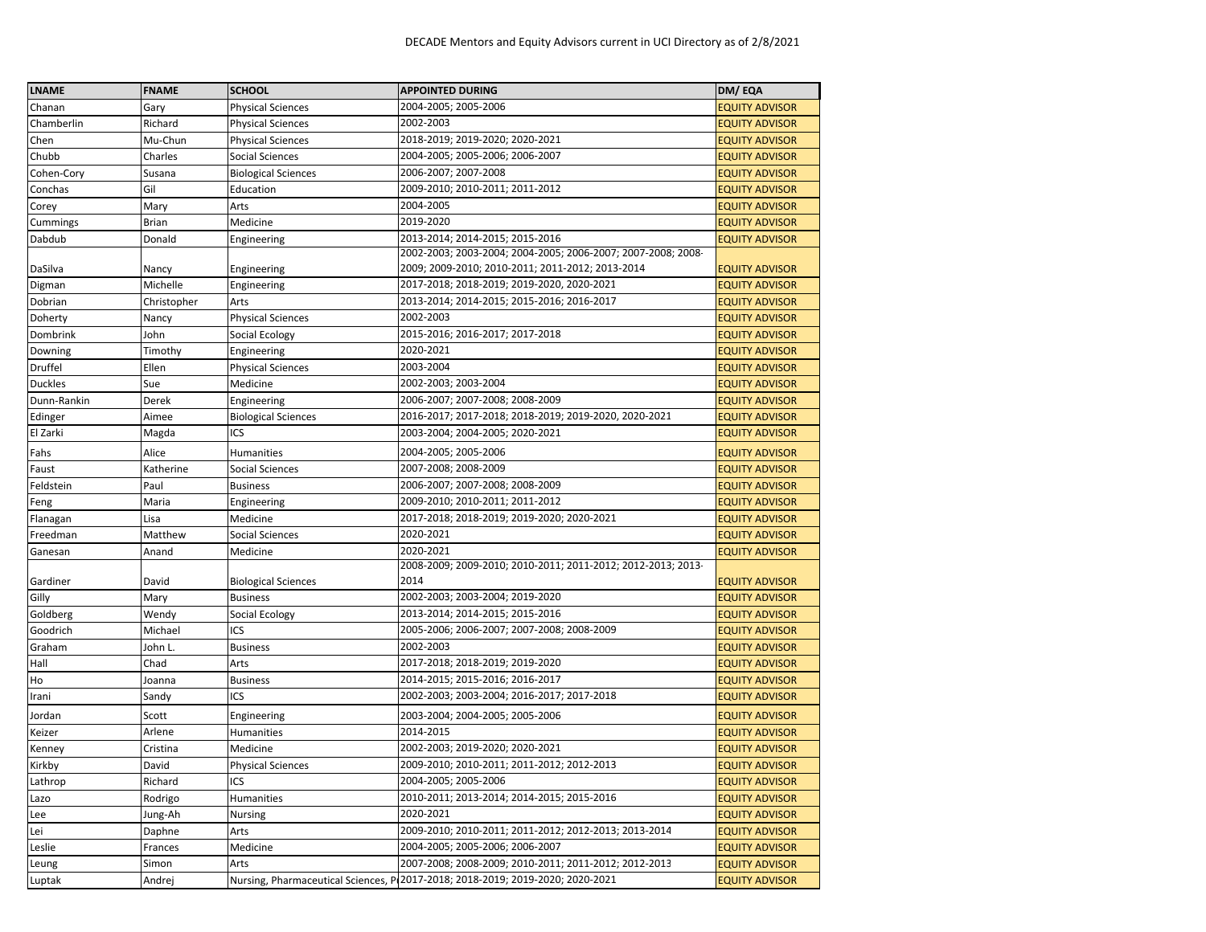DECADE Mentors and Equity Advisors current in UCI Directory as of 2/8/2021

| LNAME | FNAME | SCHOOL | APPOINTED DURING | DM/ EQA |
|---|---|---|---|---|
| Chanan | Gary | Physical Sciences | 2004-2005; 2005-2006 | EQUITY ADVISOR |
| Chamberlin | Richard | Physical Sciences | 2002-2003 | EQUITY ADVISOR |
| Chen | Mu-Chun | Physical Sciences | 2018-2019; 2019-2020; 2020-2021 | EQUITY ADVISOR |
| Chubb | Charles | Social Sciences | 2004-2005; 2005-2006; 2006-2007 | EQUITY ADVISOR |
| Cohen-Cory | Susana | Biological Sciences | 2006-2007; 2007-2008 | EQUITY ADVISOR |
| Conchas | Gil | Education | 2009-2010; 2010-2011; 2011-2012 | EQUITY ADVISOR |
| Corey | Mary | Arts | 2004-2005 | EQUITY ADVISOR |
| Cummings | Brian | Medicine | 2019-2020 | EQUITY ADVISOR |
| Dabdub | Donald | Engineering | 2013-2014; 2014-2015; 2015-2016 | EQUITY ADVISOR |
| DaSilva | Nancy | Engineering | 2002-2003; 2003-2004; 2004-2005; 2006-2007; 2007-2008; 2008-2009; 2009-2010; 2010-2011; 2011-2012; 2013-2014 | EQUITY ADVISOR |
| Digman | Michelle | Engineering | 2017-2018; 2018-2019; 2019-2020, 2020-2021 | EQUITY ADVISOR |
| Dobrian | Christopher | Arts | 2013-2014; 2014-2015; 2015-2016; 2016-2017 | EQUITY ADVISOR |
| Doherty | Nancy | Physical Sciences | 2002-2003 | EQUITY ADVISOR |
| Dombrink | John | Social Ecology | 2015-2016; 2016-2017; 2017-2018 | EQUITY ADVISOR |
| Downing | Timothy | Engineering | 2020-2021 | EQUITY ADVISOR |
| Druffel | Ellen | Physical Sciences | 2003-2004 | EQUITY ADVISOR |
| Duckles | Sue | Medicine | 2002-2003; 2003-2004 | EQUITY ADVISOR |
| Dunn-Rankin | Derek | Engineering | 2006-2007; 2007-2008; 2008-2009 | EQUITY ADVISOR |
| Edinger | Aimee | Biological Sciences | 2016-2017; 2017-2018; 2018-2019; 2019-2020, 2020-2021 | EQUITY ADVISOR |
| El Zarki | Magda | ICS | 2003-2004; 2004-2005; 2020-2021 | EQUITY ADVISOR |
| Fahs | Alice | Humanities | 2004-2005; 2005-2006 | EQUITY ADVISOR |
| Faust | Katherine | Social Sciences | 2007-2008; 2008-2009 | EQUITY ADVISOR |
| Feldstein | Paul | Business | 2006-2007; 2007-2008; 2008-2009 | EQUITY ADVISOR |
| Feng | Maria | Engineering | 2009-2010; 2010-2011; 2011-2012 | EQUITY ADVISOR |
| Flanagan | Lisa | Medicine | 2017-2018; 2018-2019; 2019-2020; 2020-2021 | EQUITY ADVISOR |
| Freedman | Matthew | Social Sciences | 2020-2021 | EQUITY ADVISOR |
| Ganesan | Anand | Medicine | 2020-2021 | EQUITY ADVISOR |
| Gardiner | David | Biological Sciences | 2008-2009; 2009-2010; 2010-2011; 2011-2012; 2012-2013; 2013-2014 | EQUITY ADVISOR |
| Gilly | Mary | Business | 2002-2003; 2003-2004; 2019-2020 | EQUITY ADVISOR |
| Goldberg | Wendy | Social Ecology | 2013-2014; 2014-2015; 2015-2016 | EQUITY ADVISOR |
| Goodrich | Michael | ICS | 2005-2006; 2006-2007; 2007-2008; 2008-2009 | EQUITY ADVISOR |
| Graham | John L. | Business | 2002-2003 | EQUITY ADVISOR |
| Hall | Chad | Arts | 2017-2018; 2018-2019; 2019-2020 | EQUITY ADVISOR |
| Ho | Joanna | Business | 2014-2015; 2015-2016; 2016-2017 | EQUITY ADVISOR |
| Irani | Sandy | ICS | 2002-2003; 2003-2004; 2016-2017; 2017-2018 | EQUITY ADVISOR |
| Jordan | Scott | Engineering | 2003-2004; 2004-2005; 2005-2006 | EQUITY ADVISOR |
| Keizer | Arlene | Humanities | 2014-2015 | EQUITY ADVISOR |
| Kenney | Cristina | Medicine | 2002-2003; 2019-2020; 2020-2021 | EQUITY ADVISOR |
| Kirkby | David | Physical Sciences | 2009-2010; 2010-2011; 2011-2012; 2012-2013 | EQUITY ADVISOR |
| Lathrop | Richard | ICS | 2004-2005; 2005-2006 | EQUITY ADVISOR |
| Lazo | Rodrigo | Humanities | 2010-2011; 2013-2014; 2014-2015; 2015-2016 | EQUITY ADVISOR |
| Lee | Jung-Ah | Nursing | 2020-2021 | EQUITY ADVISOR |
| Lei | Daphne | Arts | 2009-2010; 2010-2011; 2011-2012; 2012-2013; 2013-2014 | EQUITY ADVISOR |
| Leslie | Frances | Medicine | 2004-2005; 2005-2006; 2006-2007 | EQUITY ADVISOR |
| Leung | Simon | Arts | 2007-2008; 2008-2009; 2010-2011; 2011-2012; 2012-2013 | EQUITY ADVISOR |
| Luptak | Andrej | Nursing, Pharmaceutical Sciences, P | 2017-2018; 2018-2019; 2019-2020; 2020-2021 | EQUITY ADVISOR |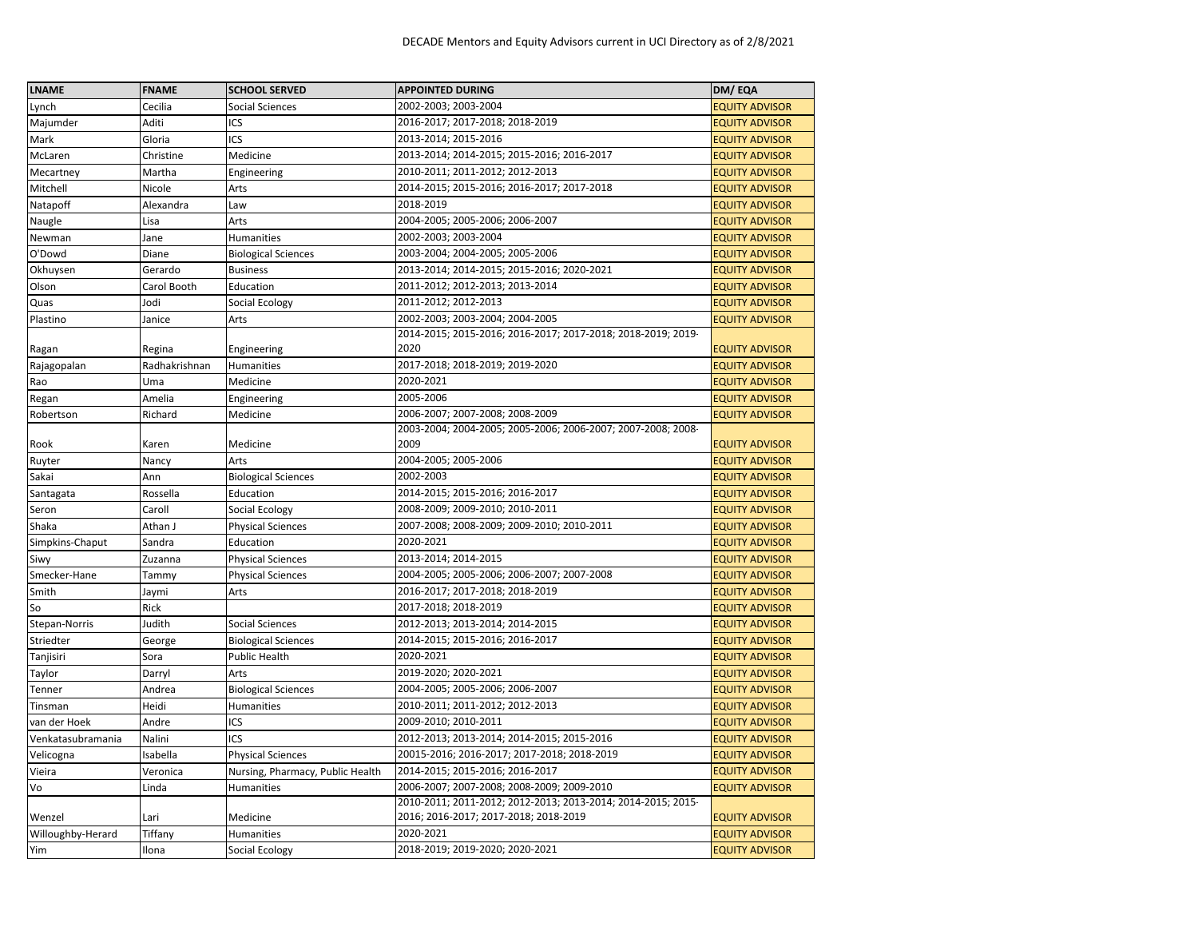DECADE Mentors and Equity Advisors current in UCI Directory as of 2/8/2021

| LNAME | FNAME | SCHOOL SERVED | APPOINTED DURING | DM/ EQA |
|---|---|---|---|---|
| Lynch | Cecilia | Social Sciences | 2002-2003; 2003-2004 | EQUITY ADVISOR |
| Majumder | Aditi | ICS | 2016-2017; 2017-2018; 2018-2019 | EQUITY ADVISOR |
| Mark | Gloria | ICS | 2013-2014; 2015-2016 | EQUITY ADVISOR |
| McLaren | Christine | Medicine | 2013-2014; 2014-2015; 2015-2016; 2016-2017 | EQUITY ADVISOR |
| Mecartney | Martha | Engineering | 2010-2011; 2011-2012; 2012-2013 | EQUITY ADVISOR |
| Mitchell | Nicole | Arts | 2014-2015; 2015-2016; 2016-2017; 2017-2018 | EQUITY ADVISOR |
| Natapoff | Alexandra | Law | 2018-2019 | EQUITY ADVISOR |
| Naugle | Lisa | Arts | 2004-2005; 2005-2006; 2006-2007 | EQUITY ADVISOR |
| Newman | Jane | Humanities | 2002-2003; 2003-2004 | EQUITY ADVISOR |
| O'Dowd | Diane | Biological Sciences | 2003-2004; 2004-2005; 2005-2006 | EQUITY ADVISOR |
| Okhuysen | Gerardo | Business | 2013-2014; 2014-2015; 2015-2016; 2020-2021 | EQUITY ADVISOR |
| Olson | Carol Booth | Education | 2011-2012; 2012-2013; 2013-2014 | EQUITY ADVISOR |
| Quas | Jodi | Social Ecology | 2011-2012; 2012-2013 | EQUITY ADVISOR |
| Plastino | Janice | Arts | 2002-2003; 2003-2004; 2004-2005 | EQUITY ADVISOR |
| Ragan | Regina | Engineering | 2014-2015; 2015-2016; 2016-2017; 2017-2018; 2018-2019; 2019-2020 | EQUITY ADVISOR |
| Rajagopalan | Radhakrishnan | Humanities | 2017-2018; 2018-2019; 2019-2020 | EQUITY ADVISOR |
| Rao | Uma | Medicine | 2020-2021 | EQUITY ADVISOR |
| Regan | Amelia | Engineering | 2005-2006 | EQUITY ADVISOR |
| Robertson | Richard | Medicine | 2006-2007; 2007-2008; 2008-2009 | EQUITY ADVISOR |
| Rook | Karen | Medicine | 2003-2004; 2004-2005; 2005-2006; 2006-2007; 2007-2008; 2008-2009 | EQUITY ADVISOR |
| Ruyter | Nancy | Arts | 2004-2005; 2005-2006 | EQUITY ADVISOR |
| Sakai | Ann | Biological Sciences | 2002-2003 | EQUITY ADVISOR |
| Santagata | Rossella | Education | 2014-2015; 2015-2016; 2016-2017 | EQUITY ADVISOR |
| Seron | Caroll | Social Ecology | 2008-2009; 2009-2010; 2010-2011 | EQUITY ADVISOR |
| Shaka | Athan J | Physical Sciences | 2007-2008; 2008-2009; 2009-2010; 2010-2011 | EQUITY ADVISOR |
| Simpkins-Chaput | Sandra | Education | 2020-2021 | EQUITY ADVISOR |
| Siwy | Zuzanna | Physical Sciences | 2013-2014; 2014-2015 | EQUITY ADVISOR |
| Smecker-Hane | Tammy | Physical Sciences | 2004-2005; 2005-2006; 2006-2007; 2007-2008 | EQUITY ADVISOR |
| Smith | Jaymi | Arts | 2016-2017; 2017-2018; 2018-2019 | EQUITY ADVISOR |
| So | Rick | | 2017-2018; 2018-2019 | EQUITY ADVISOR |
| Stepan-Norris | Judith | Social Sciences | 2012-2013; 2013-2014; 2014-2015 | EQUITY ADVISOR |
| Striedter | George | Biological Sciences | 2014-2015; 2015-2016; 2016-2017 | EQUITY ADVISOR |
| Tanjisiri | Sora | Public Health | 2020-2021 | EQUITY ADVISOR |
| Taylor | Darryl | Arts | 2019-2020; 2020-2021 | EQUITY ADVISOR |
| Tenner | Andrea | Biological Sciences | 2004-2005; 2005-2006; 2006-2007 | EQUITY ADVISOR |
| Tinsman | Heidi | Humanities | 2010-2011; 2011-2012; 2012-2013 | EQUITY ADVISOR |
| van der Hoek | Andre | ICS | 2009-2010; 2010-2011 | EQUITY ADVISOR |
| Venkatasubramania | Nalini | ICS | 2012-2013; 2013-2014; 2014-2015; 2015-2016 | EQUITY ADVISOR |
| Velicogna | Isabella | Physical Sciences | 20015-2016; 2016-2017; 2017-2018; 2018-2019 | EQUITY ADVISOR |
| Vieira | Veronica | Nursing, Pharmacy, Public Health | 2014-2015; 2015-2016; 2016-2017 | EQUITY ADVISOR |
| Vo | Linda | Humanities | 2006-2007; 2007-2008; 2008-2009; 2009-2010 | EQUITY ADVISOR |
| Wenzel | Lari | Medicine | 2010-2011; 2011-2012; 2012-2013; 2013-2014; 2014-2015; 2015-2016; 2016-2017; 2017-2018; 2018-2019 | EQUITY ADVISOR |
| Willoughby-Herard | Tiffany | Humanities | 2020-2021 | EQUITY ADVISOR |
| Yim | Ilona | Social Ecology | 2018-2019; 2019-2020; 2020-2021 | EQUITY ADVISOR |